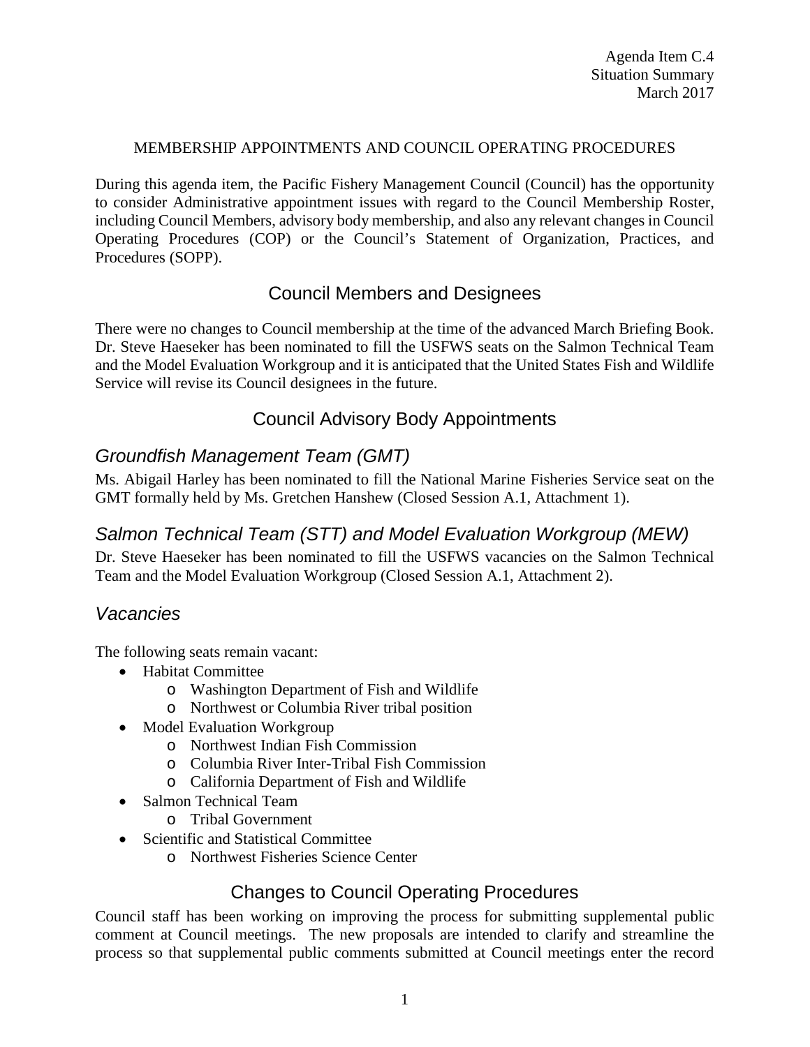Agenda Item C.4
Situation Summary
March 2017

MEMBERSHIP APPOINTMENTS AND COUNCIL OPERATING PROCEDURES

During this agenda item, the Pacific Fishery Management Council (Council) has the opportunity to consider Administrative appointment issues with regard to the Council Membership Roster, including Council Members, advisory body membership, and also any relevant changes in Council Operating Procedures (COP) or the Council's Statement of Organization, Practices, and Procedures (SOPP).

## Council Members and Designees

There were no changes to Council membership at the time of the advanced March Briefing Book. Dr. Steve Haeseker has been nominated to fill the USFWS seats on the Salmon Technical Team and the Model Evaluation Workgroup and it is anticipated that the United States Fish and Wildlife Service will revise its Council designees in the future.

## Council Advisory Body Appointments

### *Groundfish Management Team (GMT)*

Ms. Abigail Harley has been nominated to fill the National Marine Fisheries Service seat on the GMT formally held by Ms. Gretchen Hanshew (Closed Session A.1, Attachment 1).

### *Salmon Technical Team (STT) and Model Evaluation Workgroup (MEW)*

Dr. Steve Haeseker has been nominated to fill the USFWS vacancies on the Salmon Technical Team and the Model Evaluation Workgroup (Closed Session A.1, Attachment 2).

### *Vacancies*

The following seats remain vacant:

- Habitat Committee
  - Washington Department of Fish and Wildlife
  - Northwest or Columbia River tribal position
- Model Evaluation Workgroup
  - Northwest Indian Fish Commission
  - Columbia River Inter-Tribal Fish Commission
  - California Department of Fish and Wildlife
- Salmon Technical Team
  - Tribal Government
- Scientific and Statistical Committee
  - Northwest Fisheries Science Center

## Changes to Council Operating Procedures

Council staff has been working on improving the process for submitting supplemental public comment at Council meetings. The new proposals are intended to clarify and streamline the process so that supplemental public comments submitted at Council meetings enter the record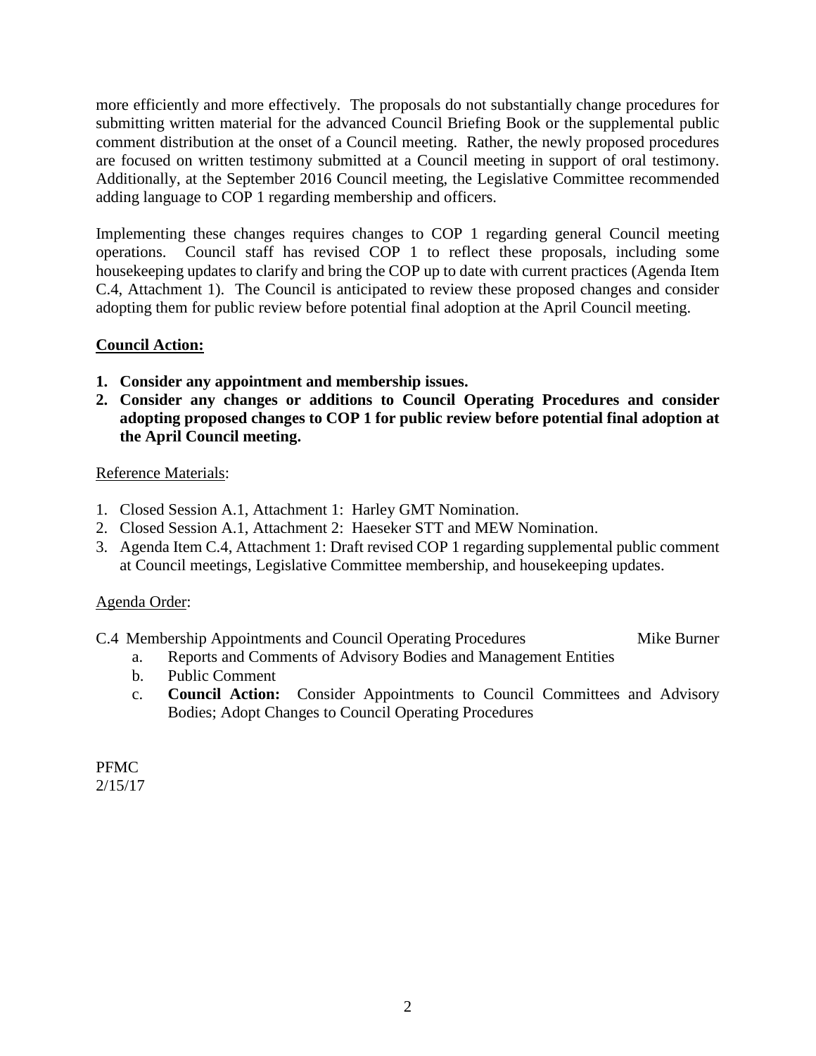more efficiently and more effectively. The proposals do not substantially change procedures for submitting written material for the advanced Council Briefing Book or the supplemental public comment distribution at the onset of a Council meeting. Rather, the newly proposed procedures are focused on written testimony submitted at a Council meeting in support of oral testimony. Additionally, at the September 2016 Council meeting, the Legislative Committee recommended adding language to COP 1 regarding membership and officers.

Implementing these changes requires changes to COP 1 regarding general Council meeting operations. Council staff has revised COP 1 to reflect these proposals, including some housekeeping updates to clarify and bring the COP up to date with current practices (Agenda Item C.4, Attachment 1). The Council is anticipated to review these proposed changes and consider adopting them for public review before potential final adoption at the April Council meeting.

**Council Action:**

1. **Consider any appointment and membership issues.**
2. **Consider any changes or additions to Council Operating Procedures and consider adopting proposed changes to COP 1 for public review before potential final adoption at the April Council meeting.**

Reference Materials:

1. Closed Session A.1, Attachment 1: Harley GMT Nomination.
2. Closed Session A.1, Attachment 2: Haeseker STT and MEW Nomination.
3. Agenda Item C.4, Attachment 1: Draft revised COP 1 regarding supplemental public comment at Council meetings, Legislative Committee membership, and housekeeping updates.

Agenda Order:

C.4 Membership Appointments and Council Operating Procedures — Mike Burner

a. Reports and Comments of Advisory Bodies and Management Entities
b. Public Comment
c. **Council Action:** Consider Appointments to Council Committees and Advisory Bodies; Adopt Changes to Council Operating Procedures

PFMC
2/15/17